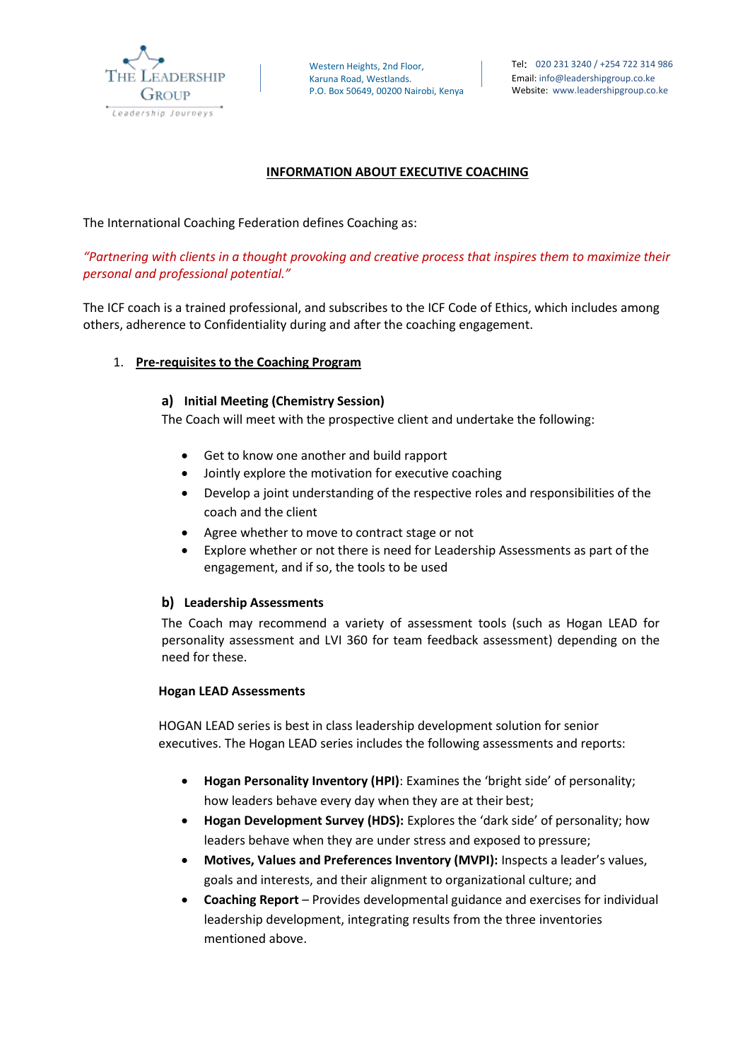The Leadership Group
Leadership Journeys

Western Heights, 2nd Floor,
Karuna Road, Westlands.
P.O. Box 50649, 00200 Nairobi, Kenya

Tel: 020 231 3240 / +254 722 314 986
Email: info@leadershipgroup.co.ke
Website: www.leadershipgroup.co.ke

# INFORMATION ABOUT EXECUTIVE COACHING

The International Coaching Federation defines Coaching as:

*"Partnering with clients in a thought provoking and creative process that inspires them to maximize their personal and professional potential."*

The ICF coach is a trained professional, and subscribes to the ICF Code of Ethics, which includes among others, adherence to Confidentiality during and after the coaching engagement.

## 1. Pre-requisites to the Coaching Program

### a) Initial Meeting (Chemistry Session)

The Coach will meet with the prospective client and undertake the following:

- Get to know one another and build rapport
- Jointly explore the motivation for executive coaching
- Develop a joint understanding of the respective roles and responsibilities of the coach and the client
- Agree whether to move to contract stage or not
- Explore whether or not there is need for Leadership Assessments as part of the engagement, and if so, the tools to be used

### b) Leadership Assessments

The Coach may recommend a variety of assessment tools (such as Hogan LEAD for personality assessment and LVI 360 for team feedback assessment) depending on the need for these.

**Hogan LEAD Assessments**

HOGAN LEAD series is best in class leadership development solution for senior executives. The Hogan LEAD series includes the following assessments and reports:

- **Hogan Personality Inventory (HPI)**: Examines the 'bright side' of personality; how leaders behave every day when they are at their best;
- **Hogan Development Survey (HDS):** Explores the 'dark side' of personality; how leaders behave when they are under stress and exposed to pressure;
- **Motives, Values and Preferences Inventory (MVPI):** Inspects a leader's values, goals and interests, and their alignment to organizational culture; and
- **Coaching Report** – Provides developmental guidance and exercises for individual leadership development, integrating results from the three inventories mentioned above.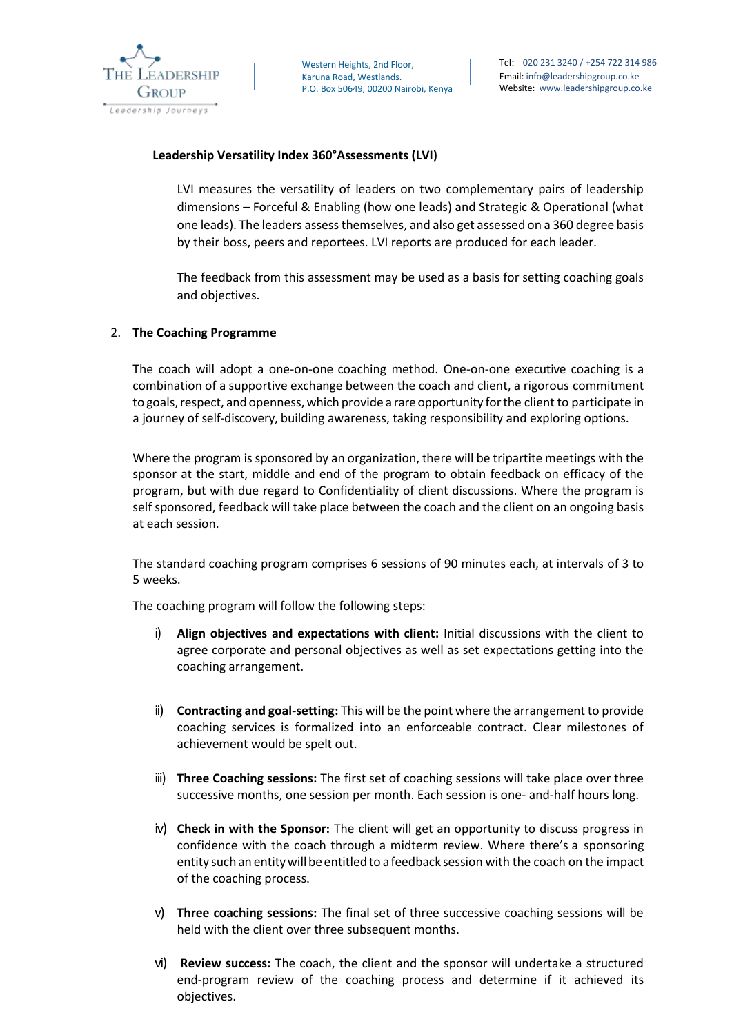**Leadership Versatility Index 360°Assessments (LVI)**

LVI measures the versatility of leaders on two complementary pairs of leadership dimensions – Forceful & Enabling (how one leads) and Strategic & Operational (what one leads). The leaders assess themselves, and also get assessed on a 360 degree basis by their boss, peers and reportees. LVI reports are produced for each leader.

The feedback from this assessment may be used as a basis for setting coaching goals and objectives.

## 2. The Coaching Programme

The coach will adopt a one-on-one coaching method. One-on-one executive coaching is a combination of a supportive exchange between the coach and client, a rigorous commitment to goals, respect, and openness, which provide a rare opportunity for the client to participate in a journey of self-discovery, building awareness, taking responsibility and exploring options.

Where the program is sponsored by an organization, there will be tripartite meetings with the sponsor at the start, middle and end of the program to obtain feedback on efficacy of the program, but with due regard to Confidentiality of client discussions. Where the program is self sponsored, feedback will take place between the coach and the client on an ongoing basis at each session.

The standard coaching program comprises 6 sessions of 90 minutes each, at intervals of 3 to 5 weeks.

The coaching program will follow the following steps:

i) **Align objectives and expectations with client:** Initial discussions with the client to agree corporate and personal objectives as well as set expectations getting into the coaching arrangement.

ii) **Contracting and goal-setting:** This will be the point where the arrangement to provide coaching services is formalized into an enforceable contract. Clear milestones of achievement would be spelt out.

iii) **Three Coaching sessions:** The first set of coaching sessions will take place over three successive months, one session per month. Each session is one- and-half hours long.

iv) **Check in with the Sponsor:** The client will get an opportunity to discuss progress in confidence with the coach through a midterm review. Where there's a sponsoring entity such an entity will be entitled to a feedback session with the coach on the impact of the coaching process.

v) **Three coaching sessions:** The final set of three successive coaching sessions will be held with the client over three subsequent months.

vi) **Review success:** The coach, the client and the sponsor will undertake a structured end-program review of the coaching process and determine if it achieved its objectives.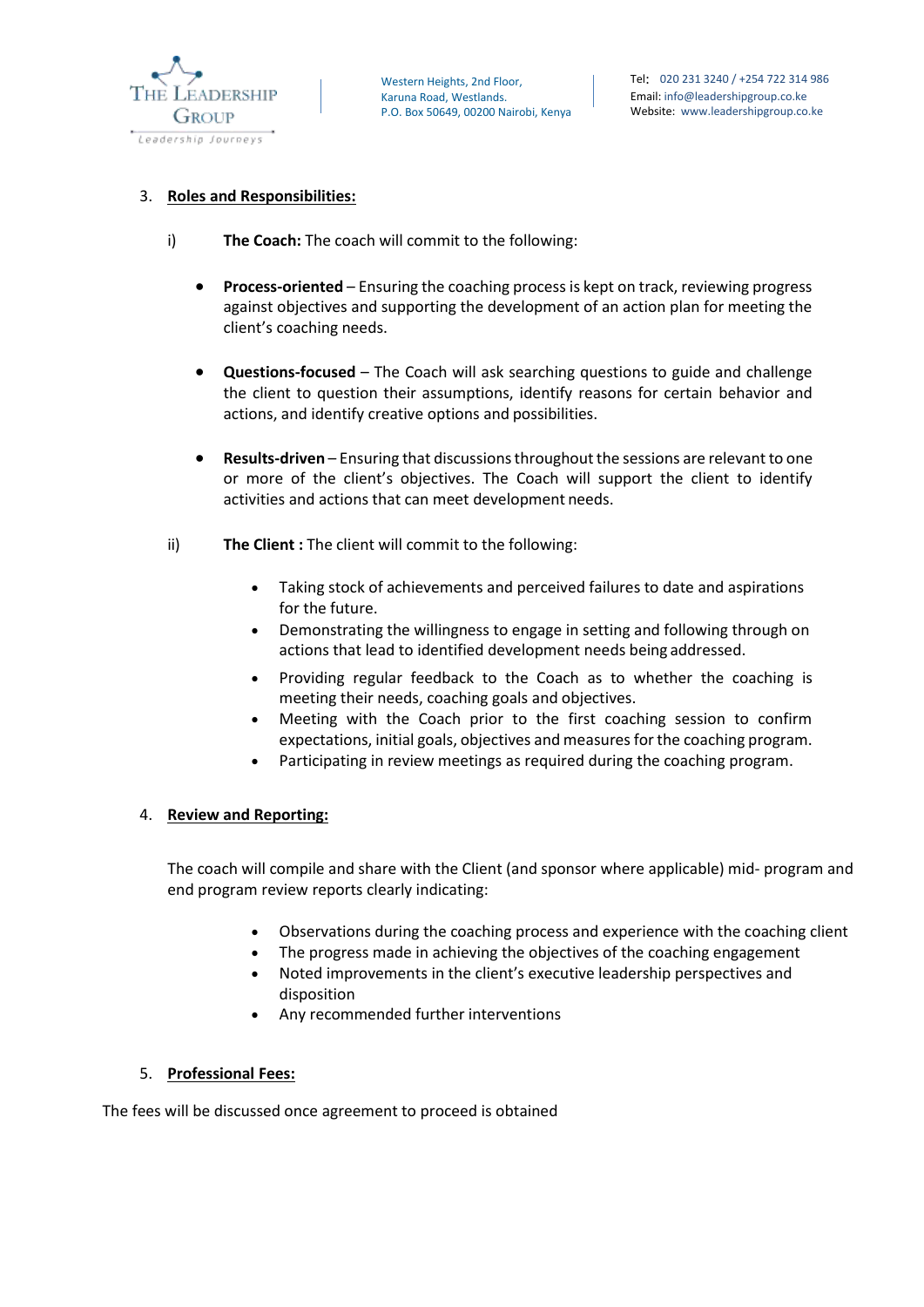3. **Roles and Responsibilities:**

i) **The Coach:** The coach will commit to the following:

- **Process-oriented** – Ensuring the coaching process is kept on track, reviewing progress against objectives and supporting the development of an action plan for meeting the client's coaching needs.

- **Questions-focused** – The Coach will ask searching questions to guide and challenge the client to question their assumptions, identify reasons for certain behavior and actions, and identify creative options and possibilities.

- **Results-driven** – Ensuring that discussions throughout the sessions are relevant to one or more of the client's objectives. The Coach will support the client to identify activities and actions that can meet development needs.

ii) **The Client :** The client will commit to the following:

- Taking stock of achievements and perceived failures to date and aspirations for the future.
- Demonstrating the willingness to engage in setting and following through on actions that lead to identified development needs being addressed.
- Providing regular feedback to the Coach as to whether the coaching is meeting their needs, coaching goals and objectives.
- Meeting with the Coach prior to the first coaching session to confirm expectations, initial goals, objectives and measures for the coaching program.
- Participating in review meetings as required during the coaching program.

4. **Review and Reporting:**

The coach will compile and share with the Client (and sponsor where applicable) mid- program and end program review reports clearly indicating:

- Observations during the coaching process and experience with the coaching client
- The progress made in achieving the objectives of the coaching engagement
- Noted improvements in the client's executive leadership perspectives and disposition
- Any recommended further interventions

5. **Professional Fees:**

The fees will be discussed once agreement to proceed is obtained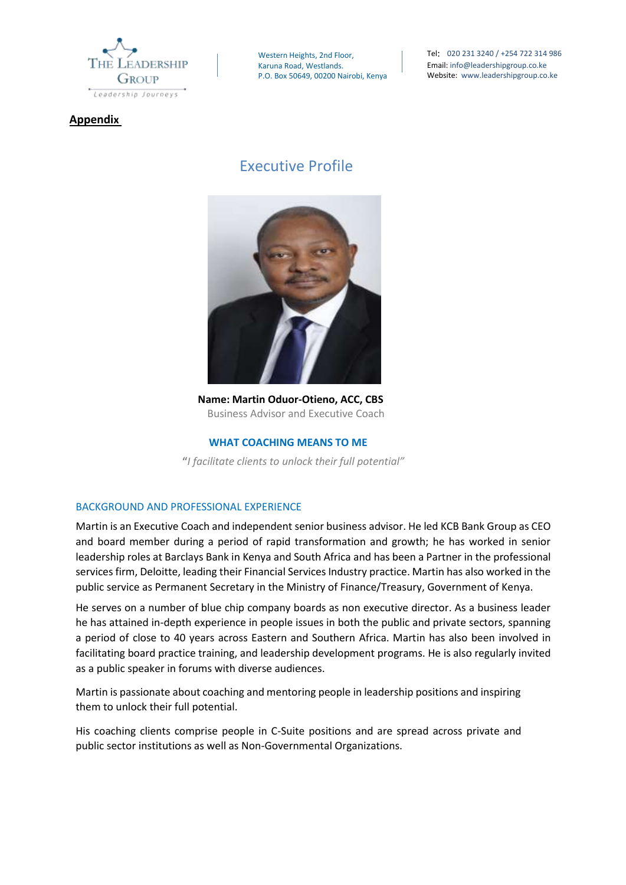**Appendix**

# Executive Profile

**Name: Martin Oduor-Otieno, ACC, CBS**
Business Advisor and Executive Coach

### WHAT COACHING MEANS TO ME

*"I facilitate clients to unlock their full potential"*

## BACKGROUND AND PROFESSIONAL EXPERIENCE

Martin is an Executive Coach and independent senior business advisor. He led KCB Bank Group as CEO and board member during a period of rapid transformation and growth; he has worked in senior leadership roles at Barclays Bank in Kenya and South Africa and has been a Partner in the professional services firm, Deloitte, leading their Financial Services Industry practice. Martin has also worked in the public service as Permanent Secretary in the Ministry of Finance/Treasury, Government of Kenya.

He serves on a number of blue chip company boards as non executive director. As a business leader he has attained in-depth experience in people issues in both the public and private sectors, spanning a period of close to 40 years across Eastern and Southern Africa. Martin has also been involved in facilitating board practice training, and leadership development programs. He is also regularly invited as a public speaker in forums with diverse audiences.

Martin is passionate about coaching and mentoring people in leadership positions and inspiring them to unlock their full potential.

His coaching clients comprise people in C-Suite positions and are spread across private and public sector institutions as well as Non-Governmental Organizations.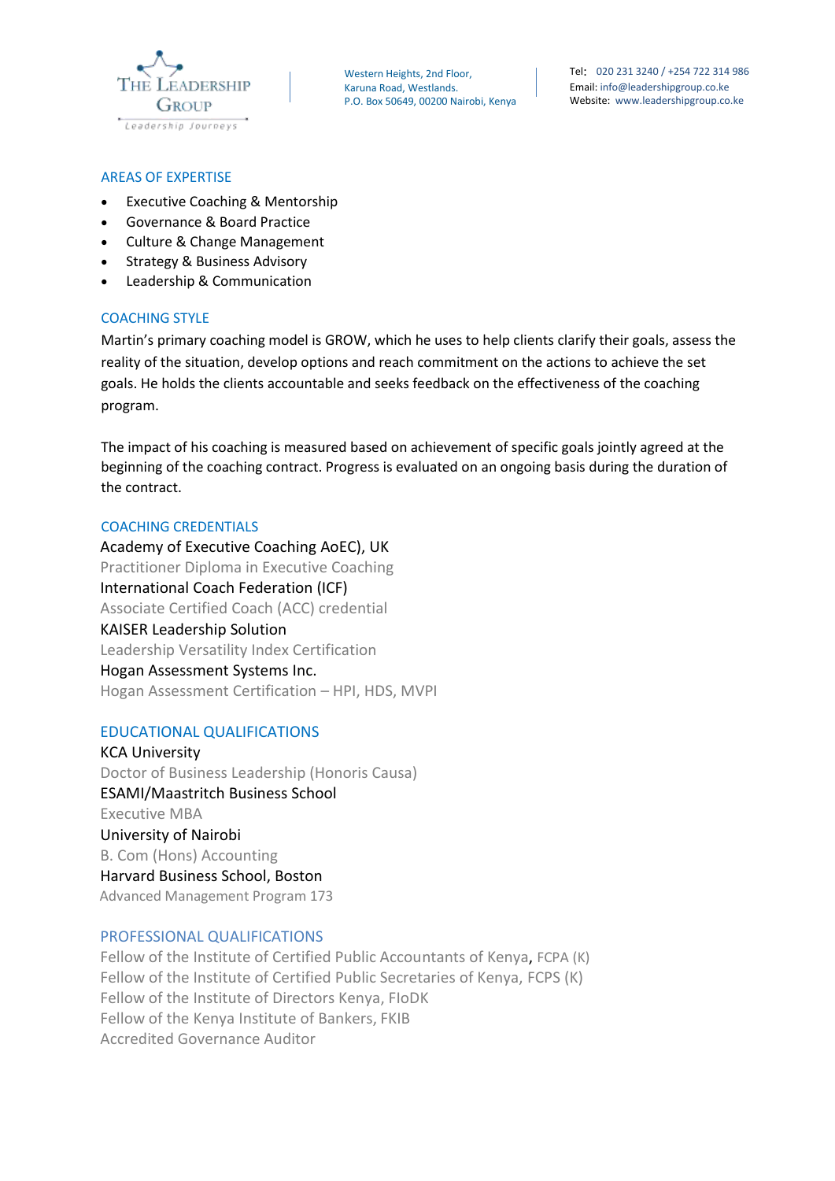## AREAS OF EXPERTISE

- Executive Coaching & Mentorship
- Governance & Board Practice
- Culture & Change Management
- Strategy & Business Advisory
- Leadership & Communication

## COACHING STYLE

Martin's primary coaching model is GROW, which he uses to help clients clarify their goals, assess the reality of the situation, develop options and reach commitment on the actions to achieve the set goals. He holds the clients accountable and seeks feedback on the effectiveness of the coaching program.

The impact of his coaching is measured based on achievement of specific goals jointly agreed at the beginning of the coaching contract. Progress is evaluated on an ongoing basis during the duration of the contract.

## COACHING CREDENTIALS

Academy of Executive Coaching AoEC), UK
Practitioner Diploma in Executive Coaching
International Coach Federation (ICF)
Associate Certified Coach (ACC) credential
KAISER Leadership Solution
Leadership Versatility Index Certification
Hogan Assessment Systems Inc.
Hogan Assessment Certification – HPI, HDS, MVPI

## EDUCATIONAL QUALIFICATIONS

KCA University
Doctor of Business Leadership (Honoris Causa)
ESAMI/Maastritch Business School
Executive MBA
University of Nairobi
B. Com (Hons) Accounting
Harvard Business School, Boston
Advanced Management Program 173

## PROFESSIONAL QUALIFICATIONS

Fellow of the Institute of Certified Public Accountants of Kenya, FCPA (K)
Fellow of the Institute of Certified Public Secretaries of Kenya, FCPS (K)
Fellow of the Institute of Directors Kenya, FIoDK
Fellow of the Kenya Institute of Bankers, FKIB
Accredited Governance Auditor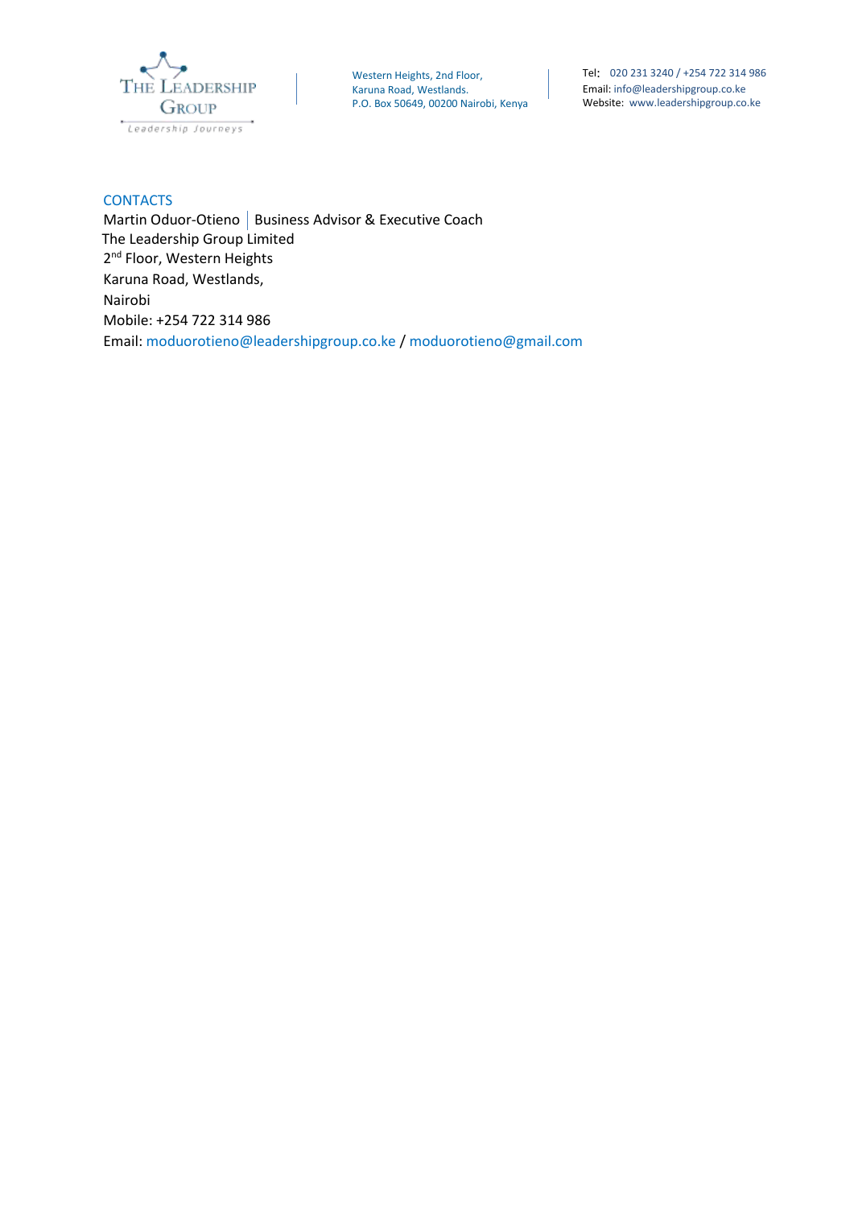## CONTACTS

Martin Oduor-Otieno | Business Advisor & Executive Coach
The Leadership Group Limited
2nd Floor, Western Heights
Karuna Road, Westlands,
Nairobi
Mobile: +254 722 314 986
Email: moduorotieno@leadershipgroup.co.ke / moduorotieno@gmail.com